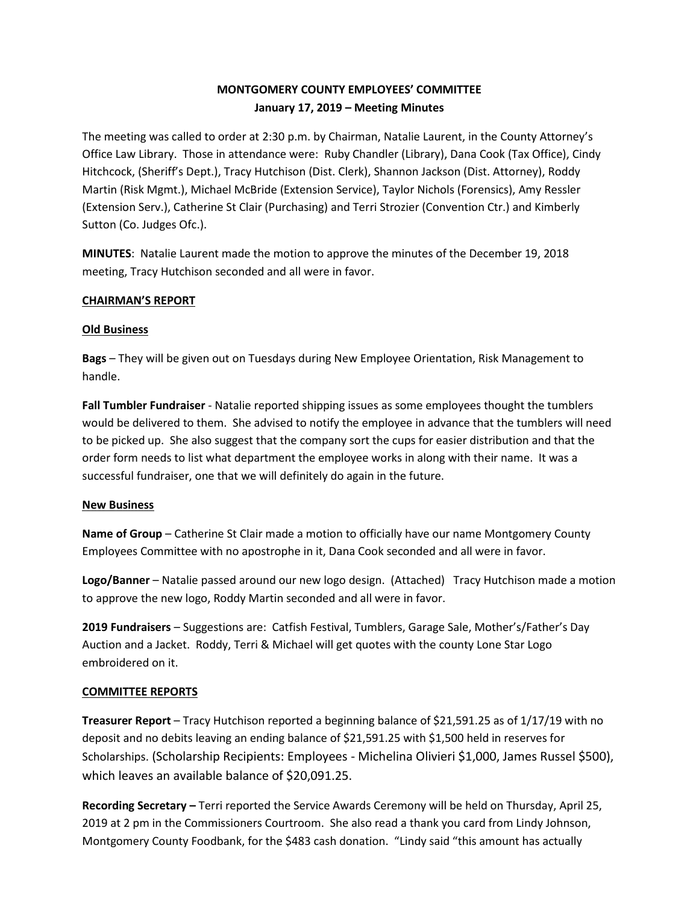# MONTGOMERY COUNTY EMPLOYEES' COMMITTEE
## January 17, 2019 – Meeting Minutes

The meeting was called to order at 2:30 p.m. by Chairman, Natalie Laurent, in the County Attorney's Office Law Library. Those in attendance were: Ruby Chandler (Library), Dana Cook (Tax Office), Cindy Hitchcock, (Sheriff's Dept.), Tracy Hutchison (Dist. Clerk), Shannon Jackson (Dist. Attorney), Roddy Martin (Risk Mgmt.), Michael McBride (Extension Service), Taylor Nichols (Forensics), Amy Ressler (Extension Serv.), Catherine St Clair (Purchasing) and Terri Strozier (Convention Ctr.) and Kimberly Sutton (Co. Judges Ofc.).

**MINUTES**: Natalie Laurent made the motion to approve the minutes of the December 19, 2018 meeting, Tracy Hutchison seconded and all were in favor.

**CHAIRMAN'S REPORT**

**Old Business**

**Bags** – They will be given out on Tuesdays during New Employee Orientation, Risk Management to handle.

**Fall Tumbler Fundraiser** - Natalie reported shipping issues as some employees thought the tumblers would be delivered to them. She advised to notify the employee in advance that the tumblers will need to be picked up. She also suggest that the company sort the cups for easier distribution and that the order form needs to list what department the employee works in along with their name. It was a successful fundraiser, one that we will definitely do again in the future.

**New Business**

**Name of Group** – Catherine St Clair made a motion to officially have our name Montgomery County Employees Committee with no apostrophe in it, Dana Cook seconded and all were in favor.

**Logo/Banner** – Natalie passed around our new logo design. (Attached) Tracy Hutchison made a motion to approve the new logo, Roddy Martin seconded and all were in favor.

**2019 Fundraisers** – Suggestions are: Catfish Festival, Tumblers, Garage Sale, Mother's/Father's Day Auction and a Jacket. Roddy, Terri & Michael will get quotes with the county Lone Star Logo embroidered on it.

**COMMITTEE REPORTS**

**Treasurer Report** – Tracy Hutchison reported a beginning balance of $21,591.25 as of 1/17/19 with no deposit and no debits leaving an ending balance of $21,591.25 with $1,500 held in reserves for Scholarships. (Scholarship Recipients: Employees - Michelina Olivieri $1,000, James Russel $500), which leaves an available balance of $20,091.25.

**Recording Secretary –** Terri reported the Service Awards Ceremony will be held on Thursday, April 25, 2019 at 2 pm in the Commissioners Courtroom. She also read a thank you card from Lindy Johnson, Montgomery County Foodbank, for the $483 cash donation. "Lindy said "this amount has actually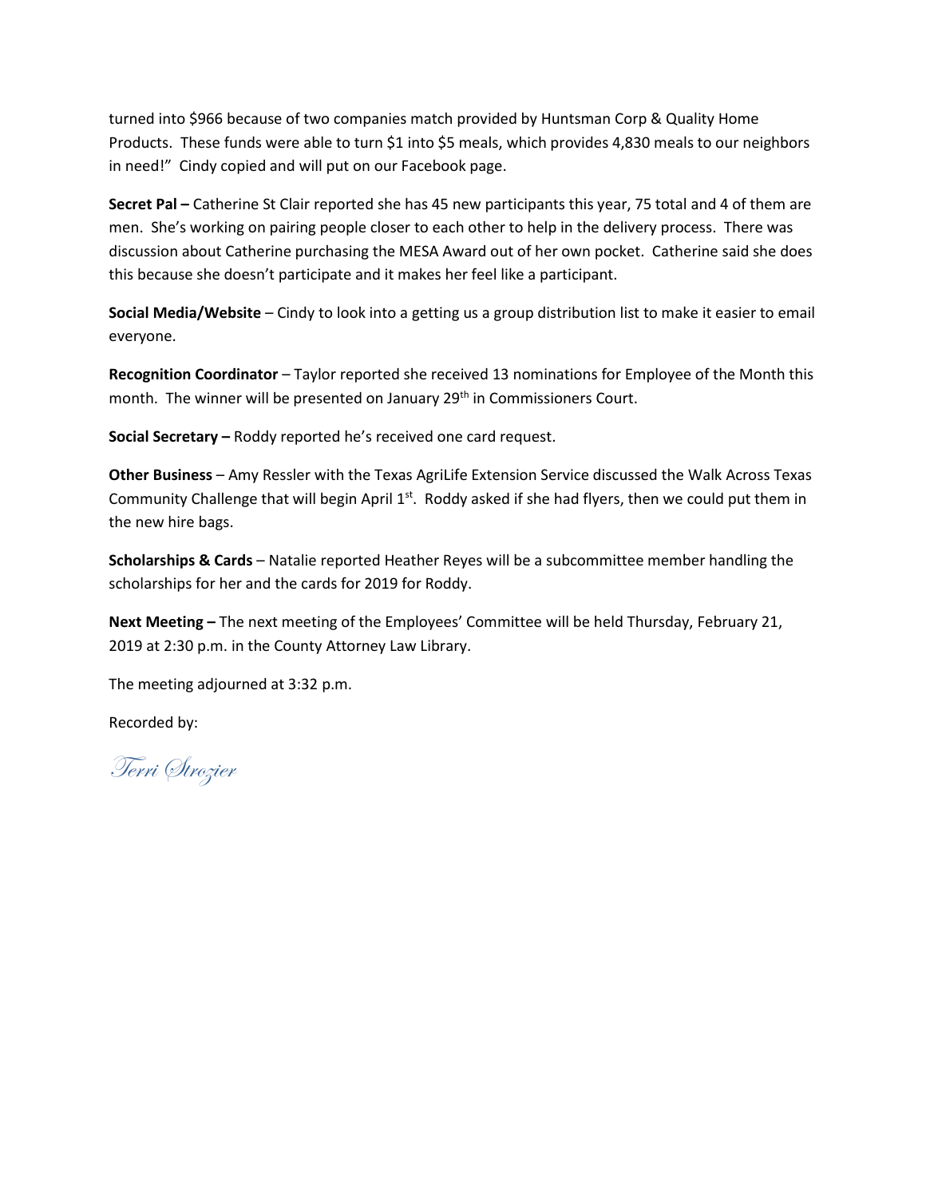turned into $966 because of two companies match provided by Huntsman Corp & Quality Home Products. These funds were able to turn $1 into $5 meals, which provides 4,830 meals to our neighbors in need!" Cindy copied and will put on our Facebook page.

**Secret Pal –** Catherine St Clair reported she has 45 new participants this year, 75 total and 4 of them are men. She's working on pairing people closer to each other to help in the delivery process. There was discussion about Catherine purchasing the MESA Award out of her own pocket. Catherine said she does this because she doesn't participate and it makes her feel like a participant.

**Social Media/Website** – Cindy to look into a getting us a group distribution list to make it easier to email everyone.

**Recognition Coordinator** – Taylor reported she received 13 nominations for Employee of the Month this month. The winner will be presented on January 29th in Commissioners Court.

**Social Secretary –** Roddy reported he's received one card request.

**Other Business** – Amy Ressler with the Texas AgriLife Extension Service discussed the Walk Across Texas Community Challenge that will begin April 1st. Roddy asked if she had flyers, then we could put them in the new hire bags.

**Scholarships & Cards** – Natalie reported Heather Reyes will be a subcommittee member handling the scholarships for her and the cards for 2019 for Roddy.

**Next Meeting –** The next meeting of the Employees' Committee will be held Thursday, February 21, 2019 at 2:30 p.m. in the County Attorney Law Library.

The meeting adjourned at 3:32 p.m.

Recorded by:

*Terri Strozier*